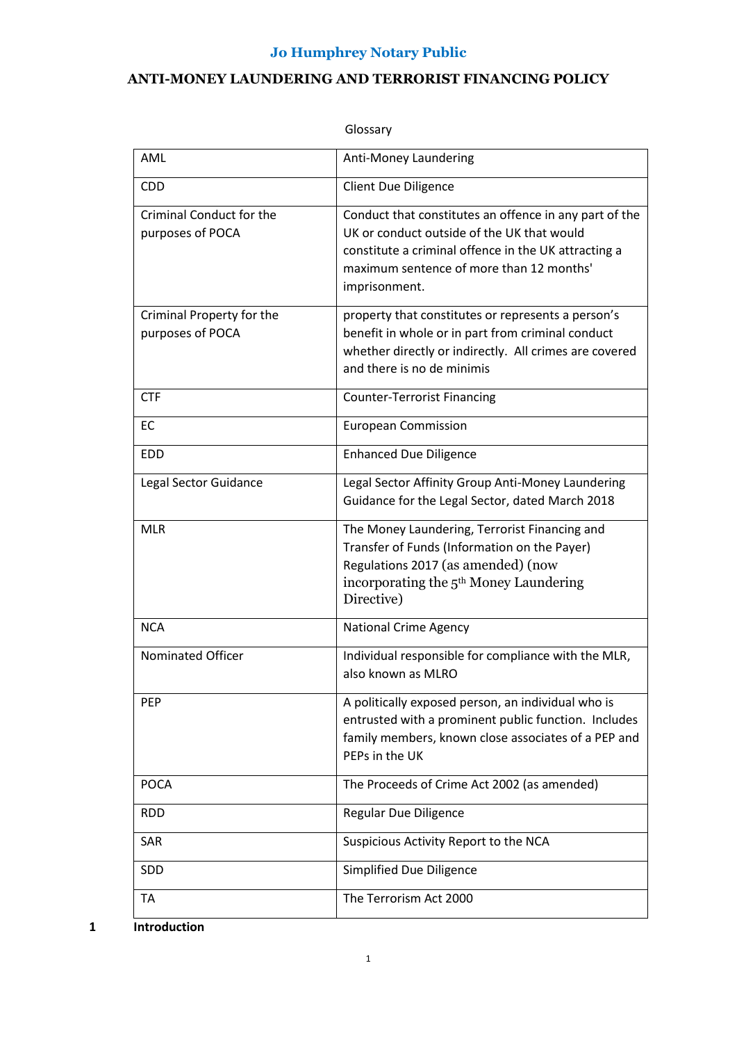# Jo Humphrey Notary Public

## ANTI-MONEY LAUNDERING AND TERRORIST FINANCING POLICY

Glossary

| | |
|---|---|
| AML | Anti-Money Laundering |
| CDD | Client Due Diligence |
| Criminal Conduct for the purposes of POCA | Conduct that constitutes an offence in any part of the UK or conduct outside of the UK that would constitute a criminal offence in the UK attracting a maximum sentence of more than 12 months' imprisonment. |
| Criminal Property for the purposes of POCA | property that constitutes or represents a person's benefit in whole or in part from criminal conduct whether directly or indirectly. All crimes are covered and there is no de minimis |
| CTF | Counter-Terrorist Financing |
| EC | European Commission |
| EDD | Enhanced Due Diligence |
| Legal Sector Guidance | Legal Sector Affinity Group Anti-Money Laundering Guidance for the Legal Sector, dated March 2018 |
| MLR | The Money Laundering, Terrorist Financing and Transfer of Funds (Information on the Payer) Regulations 2017 (as amended) (now incorporating the 5th Money Laundering Directive) |
| NCA | National Crime Agency |
| Nominated Officer | Individual responsible for compliance with the MLR, also known as MLRO |
| PEP | A politically exposed person, an individual who is entrusted with a prominent public function. Includes family members, known close associates of a PEP and PEPs in the UK |
| POCA | The Proceeds of Crime Act 2002 (as amended) |
| RDD | Regular Due Diligence |
| SAR | Suspicious Activity Report to the NCA |
| SDD | Simplified Due Diligence |
| TA | The Terrorism Act 2000 |

**1 Introduction**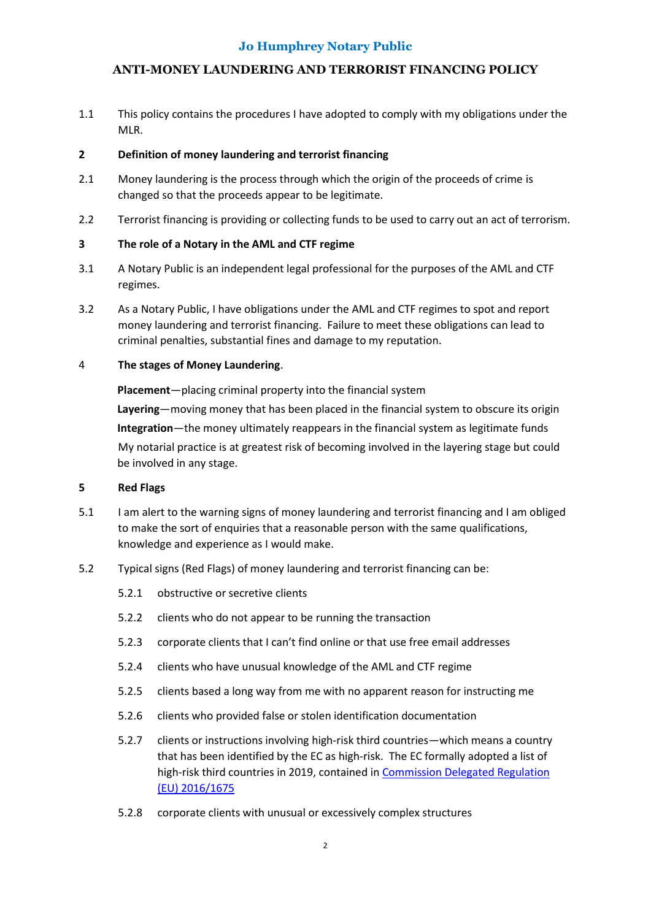# Jo Humphrey Notary Public

## ANTI-MONEY LAUNDERING AND TERRORIST FINANCING POLICY

1.1 This policy contains the procedures I have adopted to comply with my obligations under the MLR.

**2 Definition of money laundering and terrorist financing**

2.1 Money laundering is the process through which the origin of the proceeds of crime is changed so that the proceeds appear to be legitimate.

2.2 Terrorist financing is providing or collecting funds to be used to carry out an act of terrorism.

**3 The role of a Notary in the AML and CTF regime**

3.1 A Notary Public is an independent legal professional for the purposes of the AML and CTF regimes.

3.2 As a Notary Public, I have obligations under the AML and CTF regimes to spot and report money laundering and terrorist financing. Failure to meet these obligations can lead to criminal penalties, substantial fines and damage to my reputation.

4 **The stages of Money Laundering**.

**Placement**—placing criminal property into the financial system

**Layering**—moving money that has been placed in the financial system to obscure its origin

**Integration**—the money ultimately reappears in the financial system as legitimate funds

My notarial practice is at greatest risk of becoming involved in the layering stage but could be involved in any stage.

**5 Red Flags**

5.1 I am alert to the warning signs of money laundering and terrorist financing and I am obliged to make the sort of enquiries that a reasonable person with the same qualifications, knowledge and experience as I would make.

5.2 Typical signs (Red Flags) of money laundering and terrorist financing can be:

5.2.1 obstructive or secretive clients

5.2.2 clients who do not appear to be running the transaction

5.2.3 corporate clients that I can't find online or that use free email addresses

5.2.4 clients who have unusual knowledge of the AML and CTF regime

5.2.5 clients based a long way from me with no apparent reason for instructing me

5.2.6 clients who provided false or stolen identification documentation

5.2.7 clients or instructions involving high-risk third countries—which means a country that has been identified by the EC as high-risk. The EC formally adopted a list of high-risk third countries in 2019, contained in Commission Delegated Regulation (EU) 2016/1675

5.2.8 corporate clients with unusual or excessively complex structures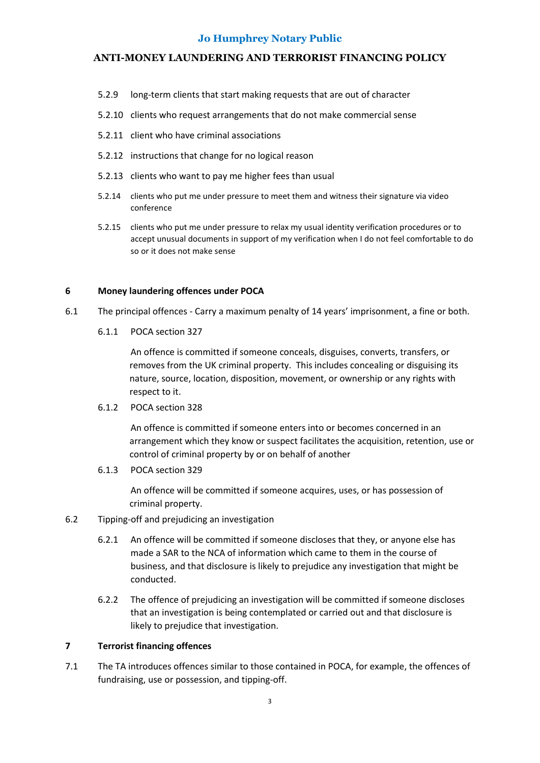5.2.9 long-term clients that start making requests that are out of character

5.2.10 clients who request arrangements that do not make commercial sense

5.2.11 client who have criminal associations

5.2.12 instructions that change for no logical reason

5.2.13 clients who want to pay me higher fees than usual

5.2.14 clients who put me under pressure to meet them and witness their signature via video conference

5.2.15 clients who put me under pressure to relax my usual identity verification procedures or to accept unusual documents in support of my verification when I do not feel comfortable to do so or it does not make sense

## 6 Money laundering offences under POCA

6.1 The principal offences - Carry a maximum penalty of 14 years' imprisonment, a fine or both.

6.1.1 POCA section 327

An offence is committed if someone conceals, disguises, converts, transfers, or removes from the UK criminal property. This includes concealing or disguising its nature, source, location, disposition, movement, or ownership or any rights with respect to it.

6.1.2 POCA section 328

An offence is committed if someone enters into or becomes concerned in an arrangement which they know or suspect facilitates the acquisition, retention, use or control of criminal property by or on behalf of another

6.1.3 POCA section 329

An offence will be committed if someone acquires, uses, or has possession of criminal property.

6.2 Tipping-off and prejudicing an investigation

6.2.1 An offence will be committed if someone discloses that they, or anyone else has made a SAR to the NCA of information which came to them in the course of business, and that disclosure is likely to prejudice any investigation that might be conducted.

6.2.2 The offence of prejudicing an investigation will be committed if someone discloses that an investigation is being contemplated or carried out and that disclosure is likely to prejudice that investigation.

## 7 Terrorist financing offences

7.1 The TA introduces offences similar to those contained in POCA, for example, the offences of fundraising, use or possession, and tipping-off.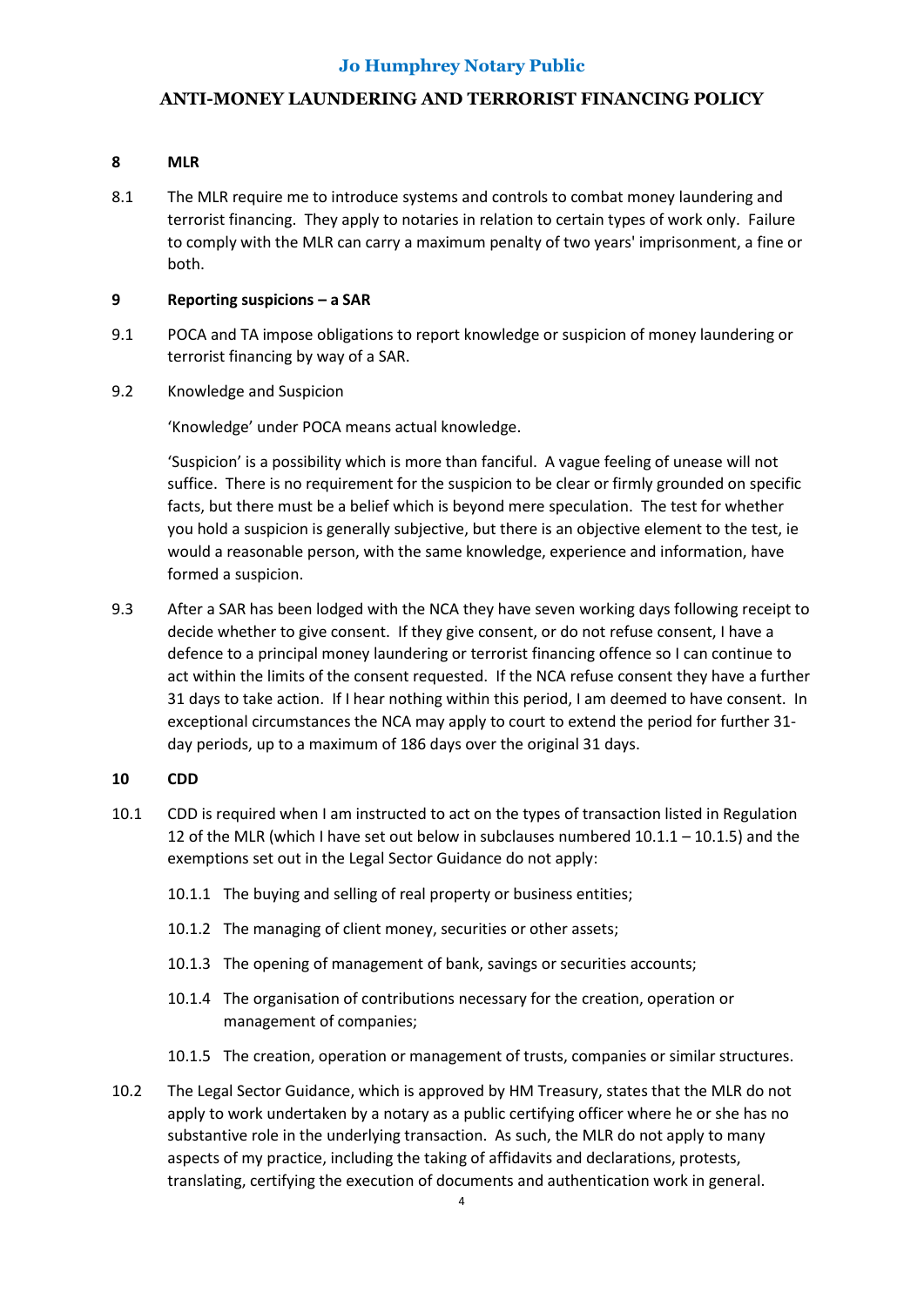## 8 MLR

8.1 The MLR require me to introduce systems and controls to combat money laundering and terrorist financing. They apply to notaries in relation to certain types of work only. Failure to comply with the MLR can carry a maximum penalty of two years' imprisonment, a fine or both.

## 9 Reporting suspicions – a SAR

9.1 POCA and TA impose obligations to report knowledge or suspicion of money laundering or terrorist financing by way of a SAR.

9.2 Knowledge and Suspicion

'Knowledge' under POCA means actual knowledge.

'Suspicion' is a possibility which is more than fanciful. A vague feeling of unease will not suffice. There is no requirement for the suspicion to be clear or firmly grounded on specific facts, but there must be a belief which is beyond mere speculation. The test for whether you hold a suspicion is generally subjective, but there is an objective element to the test, ie would a reasonable person, with the same knowledge, experience and information, have formed a suspicion.

9.3 After a SAR has been lodged with the NCA they have seven working days following receipt to decide whether to give consent. If they give consent, or do not refuse consent, I have a defence to a principal money laundering or terrorist financing offence so I can continue to act within the limits of the consent requested. If the NCA refuse consent they have a further 31 days to take action. If I hear nothing within this period, I am deemed to have consent. In exceptional circumstances the NCA may apply to court to extend the period for further 31-day periods, up to a maximum of 186 days over the original 31 days.

## 10 CDD

10.1 CDD is required when I am instructed to act on the types of transaction listed in Regulation 12 of the MLR (which I have set out below in subclauses numbered 10.1.1 – 10.1.5) and the exemptions set out in the Legal Sector Guidance do not apply:

10.1.1 The buying and selling of real property or business entities;

10.1.2 The managing of client money, securities or other assets;

10.1.3 The opening of management of bank, savings or securities accounts;

10.1.4 The organisation of contributions necessary for the creation, operation or management of companies;

10.1.5 The creation, operation or management of trusts, companies or similar structures.

10.2 The Legal Sector Guidance, which is approved by HM Treasury, states that the MLR do not apply to work undertaken by a notary as a public certifying officer where he or she has no substantive role in the underlying transaction. As such, the MLR do not apply to many aspects of my practice, including the taking of affidavits and declarations, protests, translating, certifying the execution of documents and authentication work in general.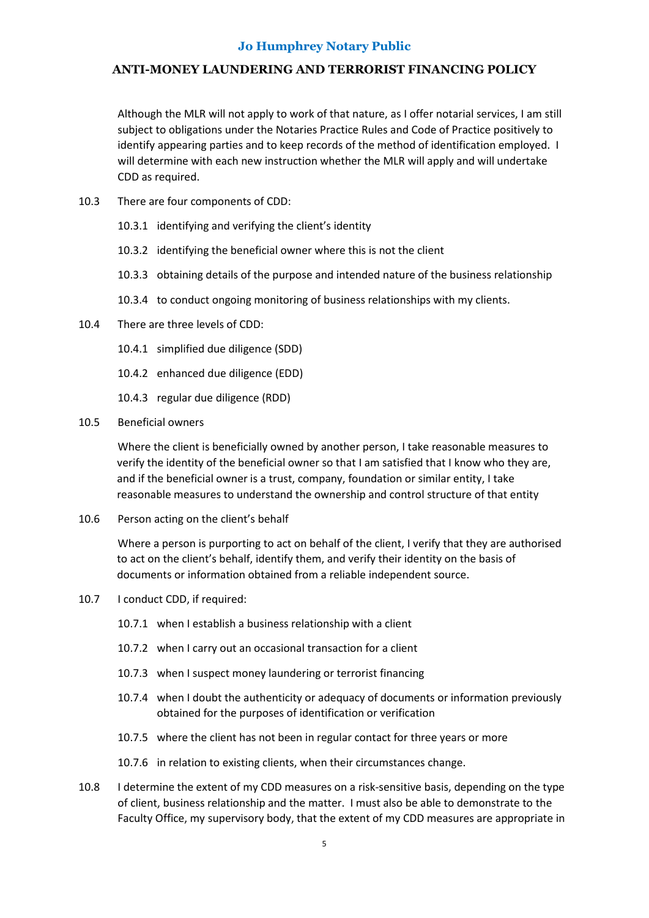Although the MLR will not apply to work of that nature, as I offer notarial services, I am still subject to obligations under the Notaries Practice Rules and Code of Practice positively to identify appearing parties and to keep records of the method of identification employed. I will determine with each new instruction whether the MLR will apply and will undertake CDD as required.

10.3 There are four components of CDD:

10.3.1 identifying and verifying the client's identity

10.3.2 identifying the beneficial owner where this is not the client

10.3.3 obtaining details of the purpose and intended nature of the business relationship

10.3.4 to conduct ongoing monitoring of business relationships with my clients.

10.4 There are three levels of CDD:

10.4.1 simplified due diligence (SDD)

10.4.2 enhanced due diligence (EDD)

10.4.3 regular due diligence (RDD)

10.5 Beneficial owners

Where the client is beneficially owned by another person, I take reasonable measures to verify the identity of the beneficial owner so that I am satisfied that I know who they are, and if the beneficial owner is a trust, company, foundation or similar entity, I take reasonable measures to understand the ownership and control structure of that entity

10.6 Person acting on the client's behalf

Where a person is purporting to act on behalf of the client, I verify that they are authorised to act on the client's behalf, identify them, and verify their identity on the basis of documents or information obtained from a reliable independent source.

10.7 I conduct CDD, if required:

10.7.1 when I establish a business relationship with a client

10.7.2 when I carry out an occasional transaction for a client

10.7.3 when I suspect money laundering or terrorist financing

10.7.4 when I doubt the authenticity or adequacy of documents or information previously obtained for the purposes of identification or verification

10.7.5 where the client has not been in regular contact for three years or more

10.7.6 in relation to existing clients, when their circumstances change.

10.8 I determine the extent of my CDD measures on a risk-sensitive basis, depending on the type of client, business relationship and the matter. I must also be able to demonstrate to the Faculty Office, my supervisory body, that the extent of my CDD measures are appropriate in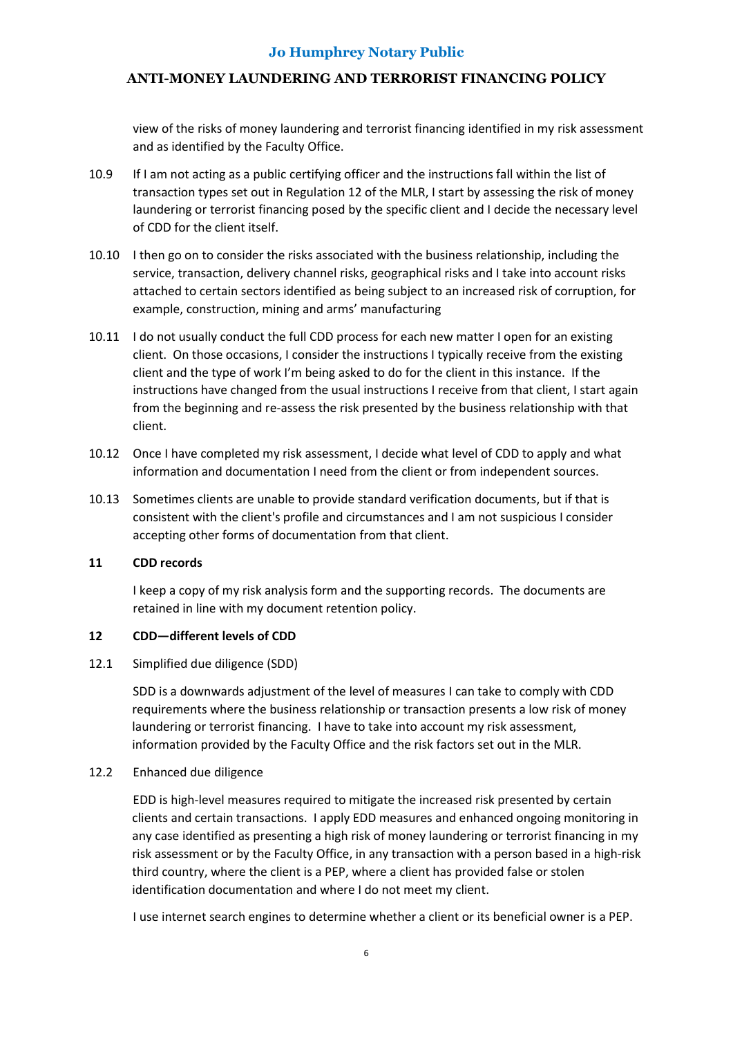view of the risks of money laundering and terrorist financing identified in my risk assessment and as identified by the Faculty Office.

10.9 If I am not acting as a public certifying officer and the instructions fall within the list of transaction types set out in Regulation 12 of the MLR, I start by assessing the risk of money laundering or terrorist financing posed by the specific client and I decide the necessary level of CDD for the client itself.

10.10 I then go on to consider the risks associated with the business relationship, including the service, transaction, delivery channel risks, geographical risks and I take into account risks attached to certain sectors identified as being subject to an increased risk of corruption, for example, construction, mining and arms' manufacturing

10.11 I do not usually conduct the full CDD process for each new matter I open for an existing client. On those occasions, I consider the instructions I typically receive from the existing client and the type of work I'm being asked to do for the client in this instance. If the instructions have changed from the usual instructions I receive from that client, I start again from the beginning and re-assess the risk presented by the business relationship with that client.

10.12 Once I have completed my risk assessment, I decide what level of CDD to apply and what information and documentation I need from the client or from independent sources.

10.13 Sometimes clients are unable to provide standard verification documents, but if that is consistent with the client's profile and circumstances and I am not suspicious I consider accepting other forms of documentation from that client.

**11 CDD records**

I keep a copy of my risk analysis form and the supporting records. The documents are retained in line with my document retention policy.

**12 CDD—different levels of CDD**

12.1 Simplified due diligence (SDD)

SDD is a downwards adjustment of the level of measures I can take to comply with CDD requirements where the business relationship or transaction presents a low risk of money laundering or terrorist financing. I have to take into account my risk assessment, information provided by the Faculty Office and the risk factors set out in the MLR.

12.2 Enhanced due diligence

EDD is high-level measures required to mitigate the increased risk presented by certain clients and certain transactions. I apply EDD measures and enhanced ongoing monitoring in any case identified as presenting a high risk of money laundering or terrorist financing in my risk assessment or by the Faculty Office, in any transaction with a person based in a high-risk third country, where the client is a PEP, where a client has provided false or stolen identification documentation and where I do not meet my client.

I use internet search engines to determine whether a client or its beneficial owner is a PEP.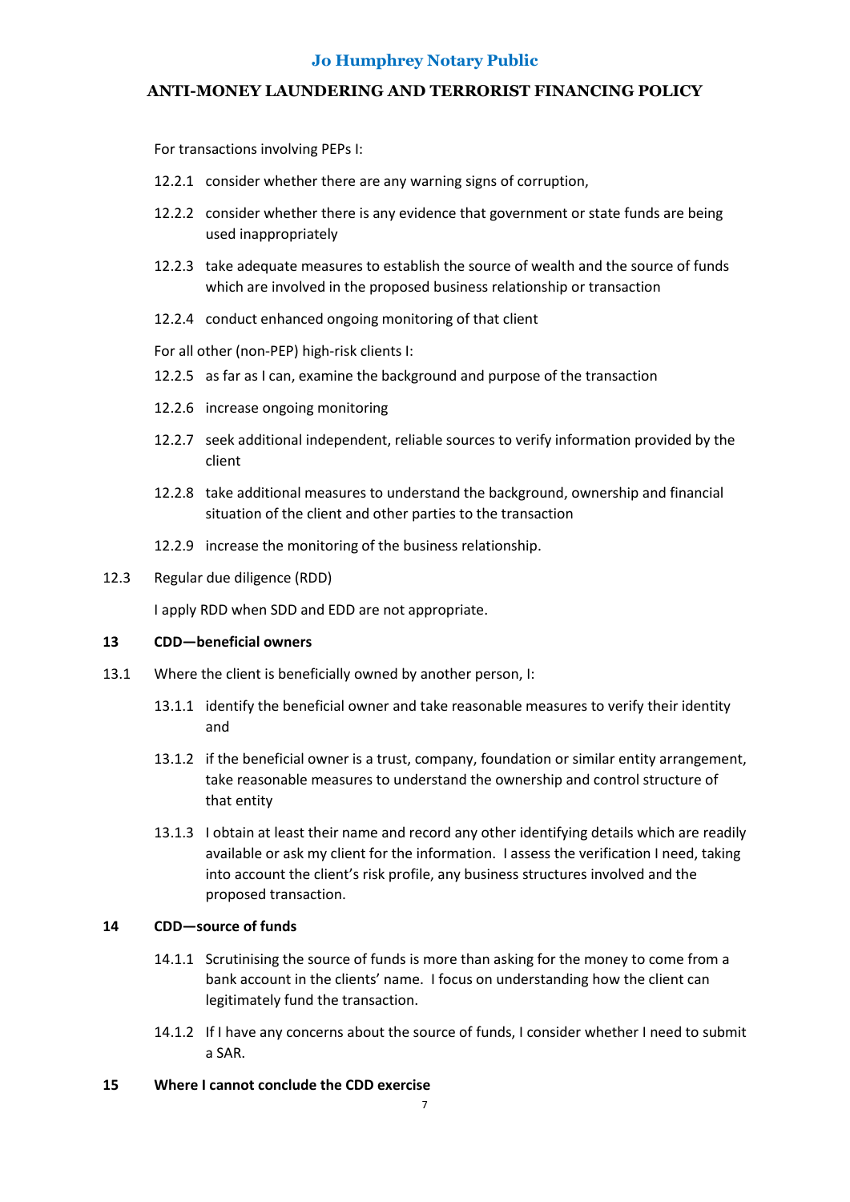For transactions involving PEPs I:

12.2.1 consider whether there are any warning signs of corruption,

12.2.2 consider whether there is any evidence that government or state funds are being used inappropriately

12.2.3 take adequate measures to establish the source of wealth and the source of funds which are involved in the proposed business relationship or transaction

12.2.4 conduct enhanced ongoing monitoring of that client

For all other (non-PEP) high-risk clients I:

12.2.5 as far as I can, examine the background and purpose of the transaction

12.2.6 increase ongoing monitoring

12.2.7 seek additional independent, reliable sources to verify information provided by the client

12.2.8 take additional measures to understand the background, ownership and financial situation of the client and other parties to the transaction

12.2.9 increase the monitoring of the business relationship.

12.3 Regular due diligence (RDD)

I apply RDD when SDD and EDD are not appropriate.

## 13 CDD—beneficial owners

13.1 Where the client is beneficially owned by another person, I:

13.1.1 identify the beneficial owner and take reasonable measures to verify their identity and

13.1.2 if the beneficial owner is a trust, company, foundation or similar entity arrangement, take reasonable measures to understand the ownership and control structure of that entity

13.1.3 I obtain at least their name and record any other identifying details which are readily available or ask my client for the information. I assess the verification I need, taking into account the client's risk profile, any business structures involved and the proposed transaction.

## 14 CDD—source of funds

14.1.1 Scrutinising the source of funds is more than asking for the money to come from a bank account in the clients' name. I focus on understanding how the client can legitimately fund the transaction.

14.1.2 If I have any concerns about the source of funds, I consider whether I need to submit a SAR.

## 15 Where I cannot conclude the CDD exercise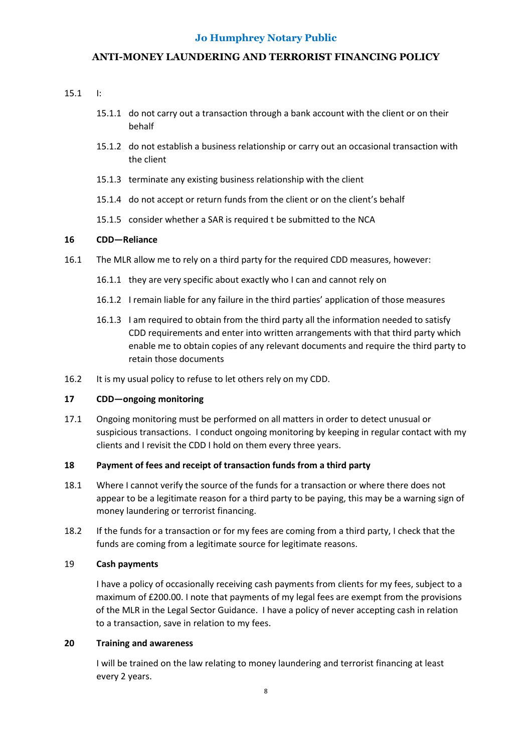15.1 I:

- 15.1.1 do not carry out a transaction through a bank account with the client or on their behalf
- 15.1.2 do not establish a business relationship or carry out an occasional transaction with the client
- 15.1.3 terminate any existing business relationship with the client
- 15.1.4 do not accept or return funds from the client or on the client's behalf
- 15.1.5 consider whether a SAR is required t be submitted to the NCA

## 16 CDD—Reliance

16.1 The MLR allow me to rely on a third party for the required CDD measures, however:

- 16.1.1 they are very specific about exactly who I can and cannot rely on
- 16.1.2 I remain liable for any failure in the third parties' application of those measures
- 16.1.3 I am required to obtain from the third party all the information needed to satisfy CDD requirements and enter into written arrangements with that third party which enable me to obtain copies of any relevant documents and require the third party to retain those documents

16.2 It is my usual policy to refuse to let others rely on my CDD.

## 17 CDD—ongoing monitoring

17.1 Ongoing monitoring must be performed on all matters in order to detect unusual or suspicious transactions. I conduct ongoing monitoring by keeping in regular contact with my clients and I revisit the CDD I hold on them every three years.

## 18 Payment of fees and receipt of transaction funds from a third party

18.1 Where I cannot verify the source of the funds for a transaction or where there does not appear to be a legitimate reason for a third party to be paying, this may be a warning sign of money laundering or terrorist financing.

18.2 If the funds for a transaction or for my fees are coming from a third party, I check that the funds are coming from a legitimate source for legitimate reasons.

## 19 Cash payments

I have a policy of occasionally receiving cash payments from clients for my fees, subject to a maximum of £200.00. I note that payments of my legal fees are exempt from the provisions of the MLR in the Legal Sector Guidance. I have a policy of never accepting cash in relation to a transaction, save in relation to my fees.

## 20 Training and awareness

I will be trained on the law relating to money laundering and terrorist financing at least every 2 years.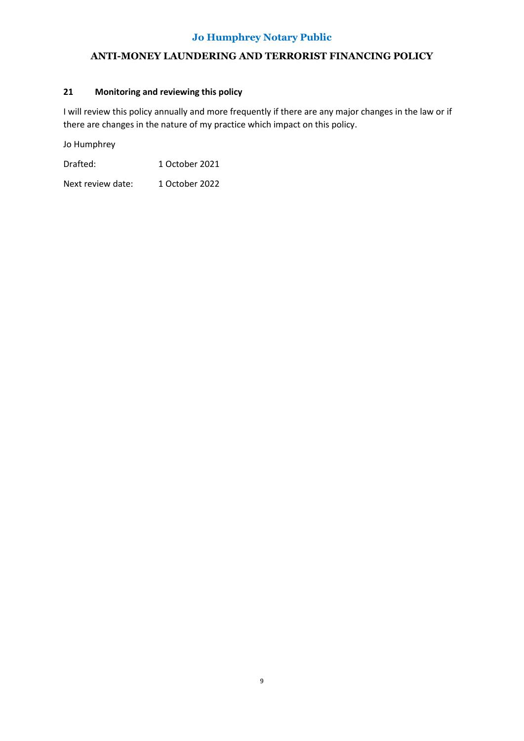## 21 Monitoring and reviewing this policy

I will review this policy annually and more frequently if there are any major changes in the law or if there are changes in the nature of my practice which impact on this policy.

Jo Humphrey

Drafted: 1 October 2021

Next review date: 1 October 2022